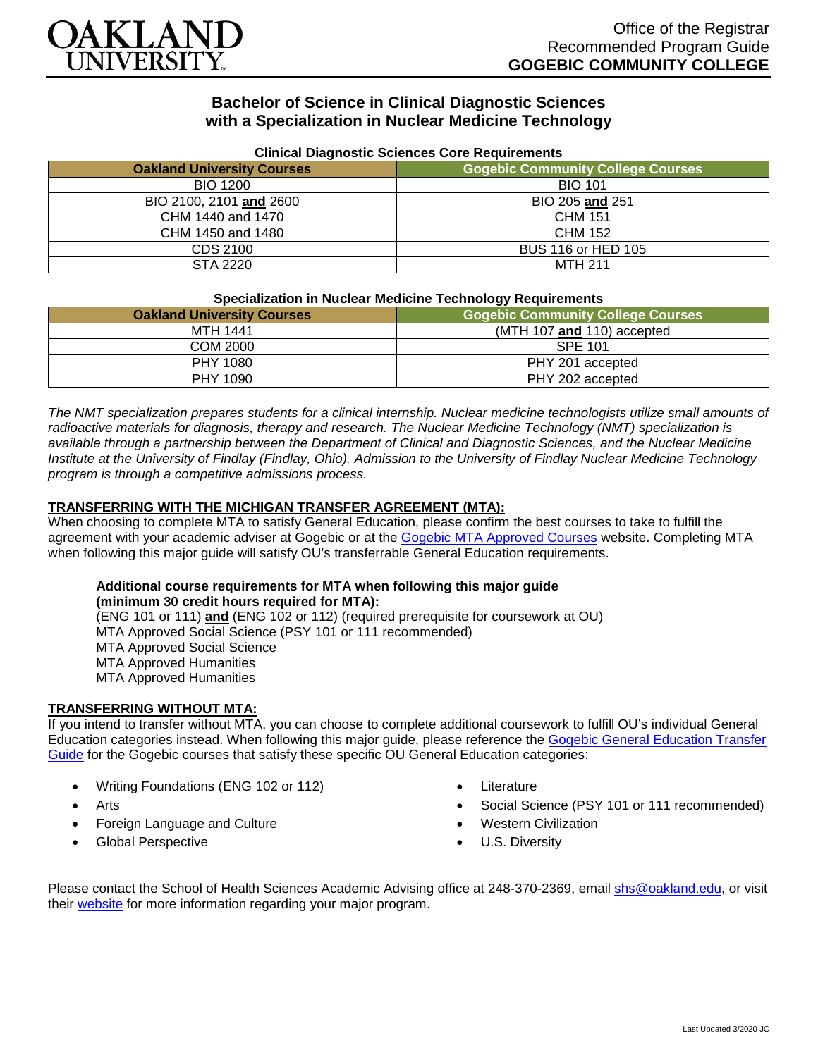OAKLAND UNIVERSITY

Office of the Registrar
Recommended Program Guide
**GOGEBIC COMMUNITY COLLEGE**

# Bachelor of Science in Clinical Diagnostic Sciences with a Specialization in Nuclear Medicine Technology

### Clinical Diagnostic Sciences Core Requirements

| Oakland University Courses | Gogebic Community College Courses |
|---|---|
| BIO 1200 | BIO 101 |
| BIO 2100, 2101 **and** 2600 | BIO 205 **and** 251 |
| CHM 1440 and 1470 | CHM 151 |
| CHM 1450 and 1480 | CHM 152 |
| CDS 2100 | BUS 116 or HED 105 |
| STA 2220 | MTH 211 |

### Specialization in Nuclear Medicine Technology Requirements

| Oakland University Courses | Gogebic Community College Courses |
|---|---|
| MTH 1441 | (MTH 107 **and** 110) accepted |
| COM 2000 | SPE 101 |
| PHY 1080 | PHY 201 accepted |
| PHY 1090 | PHY 202 accepted |

*The NMT specialization prepares students for a clinical internship. Nuclear medicine technologists utilize small amounts of radioactive materials for diagnosis, therapy and research. The Nuclear Medicine Technology (NMT) specialization is available through a partnership between the Department of Clinical and Diagnostic Sciences, and the Nuclear Medicine Institute at the University of Findlay (Findlay, Ohio). Admission to the University of Findlay Nuclear Medicine Technology program is through a competitive admissions process.*

## TRANSFERRING WITH THE MICHIGAN TRANSFER AGREEMENT (MTA):

When choosing to complete MTA to satisfy General Education, please confirm the best courses to take to fulfill the agreement with your academic adviser at Gogebic or at the Gogebic MTA Approved Courses website. Completing MTA when following this major guide will satisfy OU's transferrable General Education requirements.

**Additional course requirements for MTA when following this major guide (minimum 30 credit hours required for MTA):**
(ENG 101 or 111) **and** (ENG 102 or 112) (required prerequisite for coursework at OU)
MTA Approved Social Science (PSY 101 or 111 recommended)
MTA Approved Social Science
MTA Approved Humanities
MTA Approved Humanities

## TRANSFERRING WITHOUT MTA:

If you intend to transfer without MTA, you can choose to complete additional coursework to fulfill OU's individual General Education categories instead. When following this major guide, please reference the Gogebic General Education Transfer Guide for the Gogebic courses that satisfy these specific OU General Education categories:

- Writing Foundations (ENG 102 or 112)
- Arts
- Foreign Language and Culture
- Global Perspective
- Literature
- Social Science (PSY 101 or 111 recommended)
- Western Civilization
- U.S. Diversity

Please contact the School of Health Sciences Academic Advising office at 248-370-2369, email shs@oakland.edu, or visit their website for more information regarding your major program.

Last Updated 3/2020 JC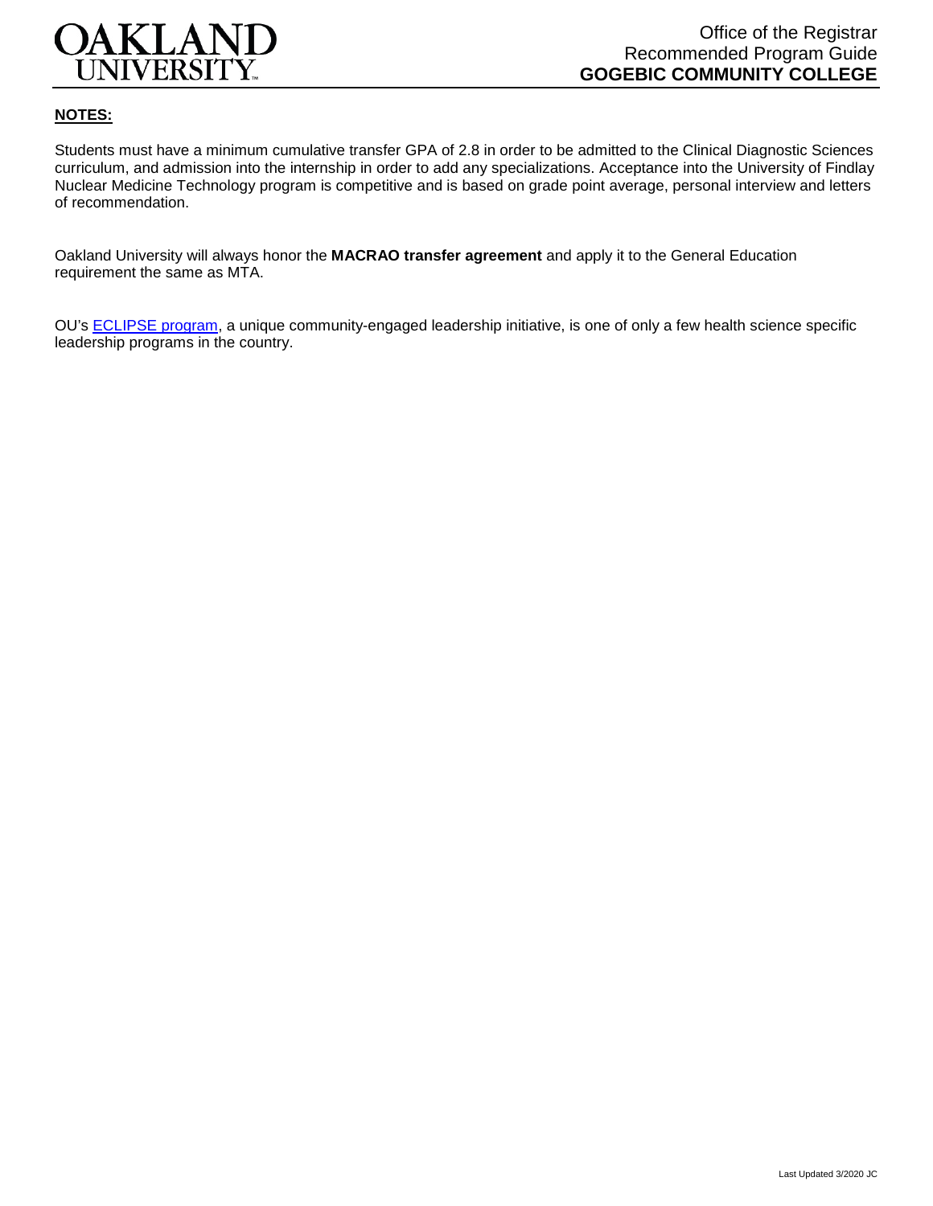**NOTES:**

Students must have a minimum cumulative transfer GPA of 2.8 in order to be admitted to the Clinical Diagnostic Sciences curriculum, and admission into the internship in order to add any specializations. Acceptance into the University of Findlay Nuclear Medicine Technology program is competitive and is based on grade point average, personal interview and letters of recommendation.

Oakland University will always honor the **MACRAO transfer agreement** and apply it to the General Education requirement the same as MTA.

OU's ECLIPSE program, a unique community-engaged leadership initiative, is one of only a few health science specific leadership programs in the country.

Last Updated 3/2020 JC